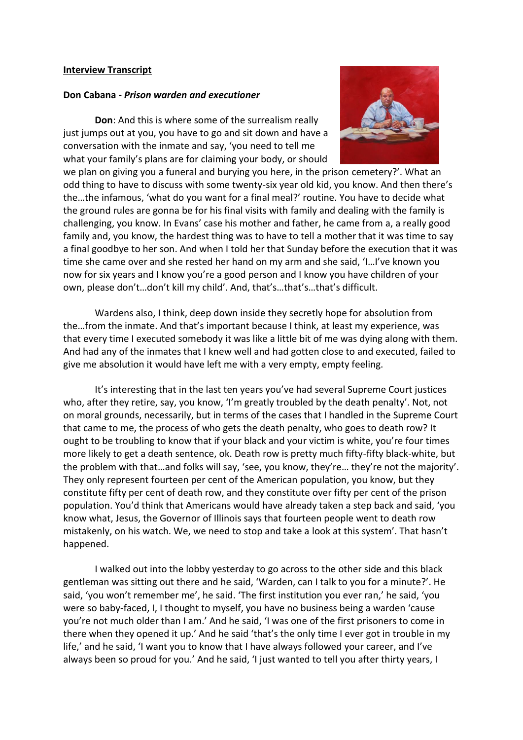**Interview Transcript**

**Don Cabana -** ***Prison warden and executioner***

**Don**: And this is where some of the surrealism really just jumps out at you, you have to go and sit down and have a conversation with the inmate and say, 'you need to tell me what your family's plans are for claiming your body, or should we plan on giving you a funeral and burying you here, in the prison cemetery?'. What an odd thing to have to discuss with some twenty-six year old kid, you know. And then there's the…the infamous, 'what do you want for a final meal?' routine. You have to decide what the ground rules are gonna be for his final visits with family and dealing with the family is challenging, you know. In Evans' case his mother and father, he came from a, a really good family and, you know, the hardest thing was to have to tell a mother that it was time to say a final goodbye to her son. And when I told her that Sunday before the execution that it was time she came over and she rested her hand on my arm and she said, 'I…I've known you now for six years and I know you're a good person and I know you have children of your own, please don't…don't kill my child'. And, that's…that's…that's difficult.

Wardens also, I think, deep down inside they secretly hope for absolution from the…from the inmate. And that's important because I think, at least my experience, was that every time I executed somebody it was like a little bit of me was dying along with them. And had any of the inmates that I knew well and had gotten close to and executed, failed to give me absolution it would have left me with a very empty, empty feeling.

It's interesting that in the last ten years you've had several Supreme Court justices who, after they retire, say, you know, 'I'm greatly troubled by the death penalty'. Not, not on moral grounds, necessarily, but in terms of the cases that I handled in the Supreme Court that came to me, the process of who gets the death penalty, who goes to death row? It ought to be troubling to know that if your black and your victim is white, you're four times more likely to get a death sentence, ok. Death row is pretty much fifty-fifty black-white, but the problem with that…and folks will say, 'see, you know, they're… they're not the majority'. They only represent fourteen per cent of the American population, you know, but they constitute fifty per cent of death row, and they constitute over fifty per cent of the prison population. You'd think that Americans would have already taken a step back and said, 'you know what, Jesus, the Governor of Illinois says that fourteen people went to death row mistakenly, on his watch. We, we need to stop and take a look at this system'. That hasn't happened.

I walked out into the lobby yesterday to go across to the other side and this black gentleman was sitting out there and he said, 'Warden, can I talk to you for a minute?'. He said, 'you won't remember me', he said. 'The first institution you ever ran,' he said, 'you were so baby-faced, I, I thought to myself, you have no business being a warden 'cause you're not much older than I am.' And he said, 'I was one of the first prisoners to come in there when they opened it up.' And he said 'that's the only time I ever got in trouble in my life,' and he said, 'I want you to know that I have always followed your career, and I've always been so proud for you.' And he said, 'I just wanted to tell you after thirty years, I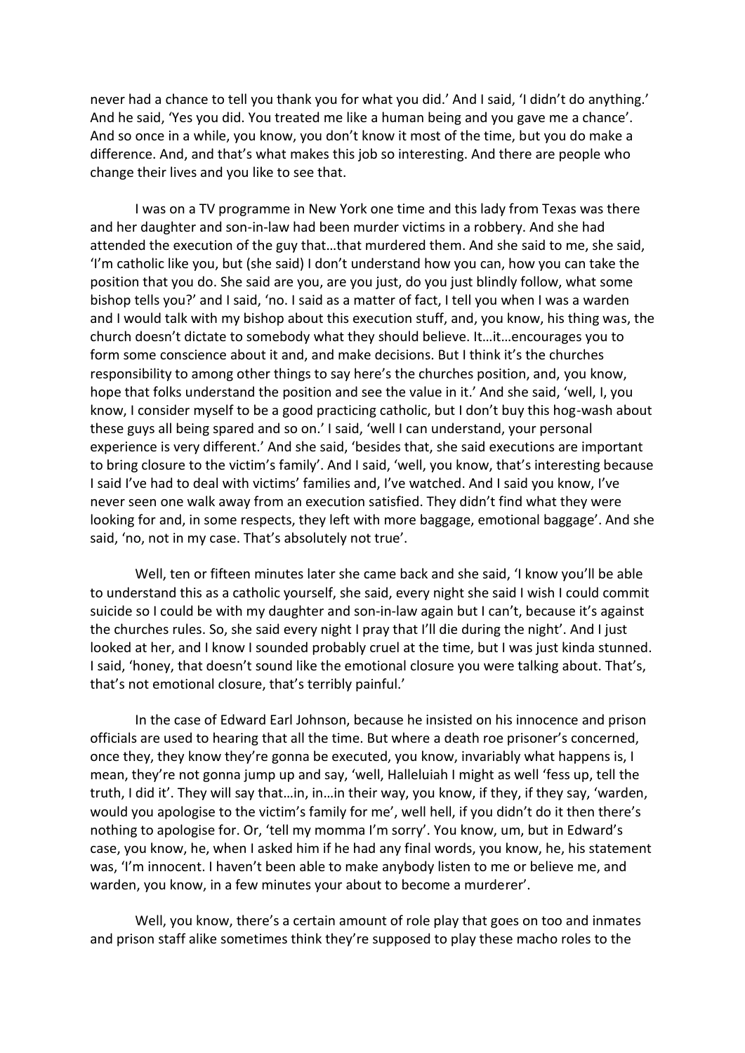never had a chance to tell you thank you for what you did.' And I said, 'I didn't do anything.' And he said, 'Yes you did. You treated me like a human being and you gave me a chance'. And so once in a while, you know, you don't know it most of the time, but you do make a difference. And, and that's what makes this job so interesting. And there are people who change their lives and you like to see that.

I was on a TV programme in New York one time and this lady from Texas was there and her daughter and son-in-law had been murder victims in a robbery. And she had attended the execution of the guy that…that murdered them. And she said to me, she said, 'I'm catholic like you, but (she said) I don't understand how you can, how you can take the position that you do. She said are you, are you just, do you just blindly follow, what some bishop tells you?' and I said, 'no. I said as a matter of fact, I tell you when I was a warden and I would talk with my bishop about this execution stuff, and, you know, his thing was, the church doesn't dictate to somebody what they should believe. It…it…encourages you to form some conscience about it and, and make decisions. But I think it's the churches responsibility to among other things to say here's the churches position, and, you know, hope that folks understand the position and see the value in it.' And she said, 'well, I, you know, I consider myself to be a good practicing catholic, but I don't buy this hog-wash about these guys all being spared and so on.' I said, 'well I can understand, your personal experience is very different.' And she said, 'besides that, she said executions are important to bring closure to the victim's family'. And I said, 'well, you know, that's interesting because I said I've had to deal with victims' families and, I've watched. And I said you know, I've never seen one walk away from an execution satisfied. They didn't find what they were looking for and, in some respects, they left with more baggage, emotional baggage'. And she said, 'no, not in my case. That's absolutely not true'.

Well, ten or fifteen minutes later she came back and she said, 'I know you'll be able to understand this as a catholic yourself, she said, every night she said I wish I could commit suicide so I could be with my daughter and son-in-law again but I can't, because it's against the churches rules. So, she said every night I pray that I'll die during the night'. And I just looked at her, and I know I sounded probably cruel at the time, but I was just kinda stunned. I said, 'honey, that doesn't sound like the emotional closure you were talking about. That's, that's not emotional closure, that's terribly painful.'

In the case of Edward Earl Johnson, because he insisted on his innocence and prison officials are used to hearing that all the time. But where a death roe prisoner's concerned, once they, they know they're gonna be executed, you know, invariably what happens is, I mean, they're not gonna jump up and say, 'well, Halleluiah I might as well 'fess up, tell the truth, I did it'. They will say that…in, in…in their way, you know, if they, if they say, 'warden, would you apologise to the victim's family for me', well hell, if you didn't do it then there's nothing to apologise for. Or, 'tell my momma I'm sorry'. You know, um, but in Edward's case, you know, he, when I asked him if he had any final words, you know, he, his statement was, 'I'm innocent. I haven't been able to make anybody listen to me or believe me, and warden, you know, in a few minutes your about to become a murderer'.

Well, you know, there's a certain amount of role play that goes on too and inmates and prison staff alike sometimes think they're supposed to play these macho roles to the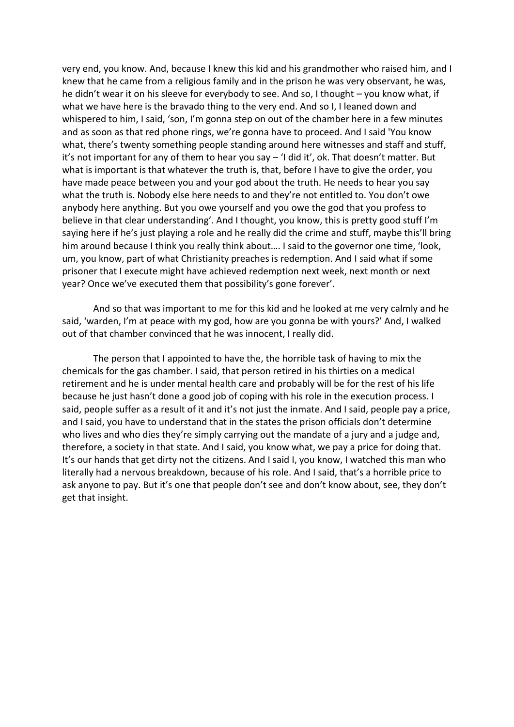very end, you know. And, because I knew this kid and his grandmother who raised him, and I knew that he came from a religious family and in the prison he was very observant, he was, he didn't wear it on his sleeve for everybody to see. And so, I thought – you know what, if what we have here is the bravado thing to the very end. And so I, I leaned down and whispered to him, I said, 'son, I'm gonna step on out of the chamber here in a few minutes and as soon as that red phone rings, we're gonna have to proceed. And I said 'You know what, there's twenty something people standing around here witnesses and staff and stuff, it's not important for any of them to hear you say – 'I did it', ok. That doesn't matter. But what is important is that whatever the truth is, that, before I have to give the order, you have made peace between you and your god about the truth. He needs to hear you say what the truth is. Nobody else here needs to and they're not entitled to. You don't owe anybody here anything. But you owe yourself and you owe the god that you profess to believe in that clear understanding'. And I thought, you know, this is pretty good stuff I'm saying here if he's just playing a role and he really did the crime and stuff, maybe this'll bring him around because I think you really think about…. I said to the governor one time, 'look, um, you know, part of what Christianity preaches is redemption. And I said what if some prisoner that I execute might have achieved redemption next week, next month or next year? Once we've executed them that possibility's gone forever'.

And so that was important to me for this kid and he looked at me very calmly and he said, 'warden, I'm at peace with my god, how are you gonna be with yours?' And, I walked out of that chamber convinced that he was innocent, I really did.

The person that I appointed to have the, the horrible task of having to mix the chemicals for the gas chamber. I said, that person retired in his thirties on a medical retirement and he is under mental health care and probably will be for the rest of his life because he just hasn't done a good job of coping with his role in the execution process. I said, people suffer as a result of it and it's not just the inmate. And I said, people pay a price, and I said, you have to understand that in the states the prison officials don't determine who lives and who dies they're simply carrying out the mandate of a jury and a judge and, therefore, a society in that state. And I said, you know what, we pay a price for doing that. It's our hands that get dirty not the citizens. And I said I, you know, I watched this man who literally had a nervous breakdown, because of his role. And I said, that's a horrible price to ask anyone to pay. But it's one that people don't see and don't know about, see, they don't get that insight.